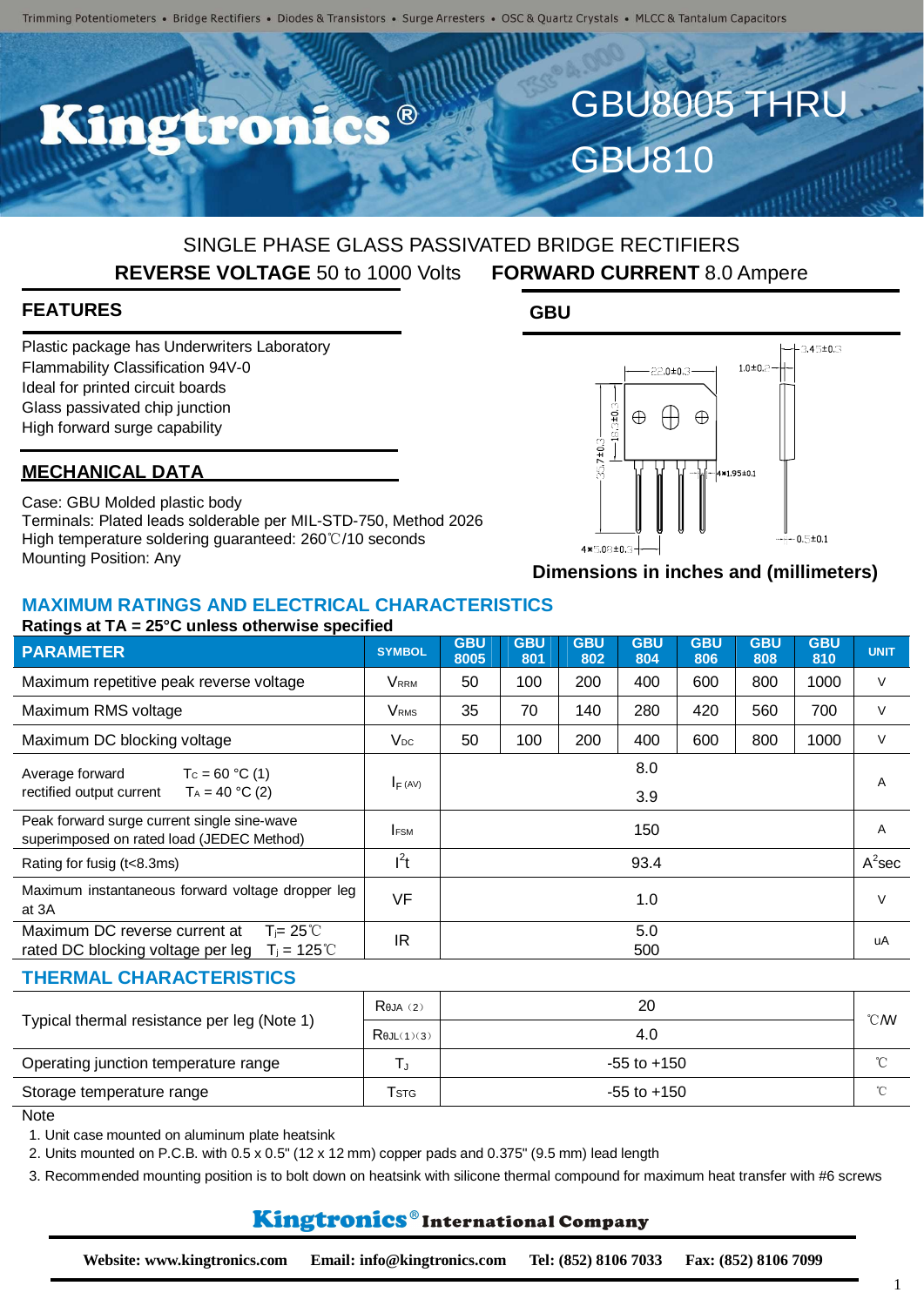# GBU8005 THRU GBU810

SINGLE PHASE GLASS PASSIVATED BRIDGE RECTIFIERS

**REVERSE VOLTAGE** 50 to 1000 Volts **FORWARD CURRENT** 8.0 Ampere

## FEATURES

Plastic package has Underwriters Laboratory Flammability Classification 94V-0
Ideal for printed circuit boards
Glass passivated chip junction
High forward surge capability

## MECHANICAL DATA

Case: GBU Molded plastic body
Terminals: Plated leads solderable per MIL-STD-750, Method 2026
High temperature soldering guaranteed: 260℃/10 seconds
Mounting Position: Any

## GBU

Dimensions in inches and (millimeters)

## MAXIMUM RATINGS AND ELECTRICAL CHARACTERISTICS

**Ratings at TA = 25°C unless otherwise specified**

| PARAMETER | SYMBOL | GBU 8005 | GBU 801 | GBU 802 | GBU 804 | GBU 806 | GBU 808 | GBU 810 | UNIT |
|---|---|---|---|---|---|---|---|---|---|
| Maximum repetitive peak reverse voltage | $V_{RRM}$ | 50 | 100 | 200 | 400 | 600 | 800 | 1000 | V |
| Maximum RMS voltage | $V_{RMS}$ | 35 | 70 | 140 | 280 | 420 | 560 | 700 | V |
| Maximum DC blocking voltage | $V_{DC}$ | 50 | 100 | 200 | 400 | 600 | 800 | 1000 | V |
| Average forward rectified output current $T_C$ = 60 °C (1) / $T_A$ = 40 °C (2) | $I_{F(AV)}$ | 8.0 / 3.9 | | | | | | | A |
| Peak forward surge current single sine-wave superimposed on rated load (JEDEC Method) | $I_{FSM}$ | 150 | | | | | | | A |
| Rating for fusig (t<8.3ms) | $I^2t$ | 93.4 | | | | | | | $A^2$sec |
| Maximum instantaneous forward voltage dropper leg at 3A | VF | 1.0 | | | | | | | V |
| Maximum DC reverse current at rated DC blocking voltage per leg $T_j$= 25℃ / $T_j$ = 125℃ | IR | 5.0 / 500 | | | | | | | uA |

## THERMAL CHARACTERISTICS

| PARAMETER | SYMBOL | VALUE | UNIT |
|---|---|---|---|
| Typical thermal resistance per leg (Note 1) | $R_{\theta JA}$ (2) | 20 | ℃/W |
| | $R_{\theta JL}$ (1)(3) | 4.0 | ℃/W |
| Operating junction temperature range | $T_J$ | -55 to +150 | ℃ |
| Storage temperature range | $T_{STG}$ | -55 to +150 | ℃ |

Note

1. Unit case mounted on aluminum plate heatsink
2. Units mounted on P.C.B. with 0.5 x 0.5" (12 x 12 mm) copper pads and 0.375" (9.5 mm) lead length
3. Recommended mounting position is to bolt down on heatsink with silicone thermal compound for maximum heat transfer with #6 screws

**Kingtronics® International Company**

**Website: www.kingtronics.com Email: info@kingtronics.com Tel: (852) 8106 7033 Fax: (852) 8106 7099**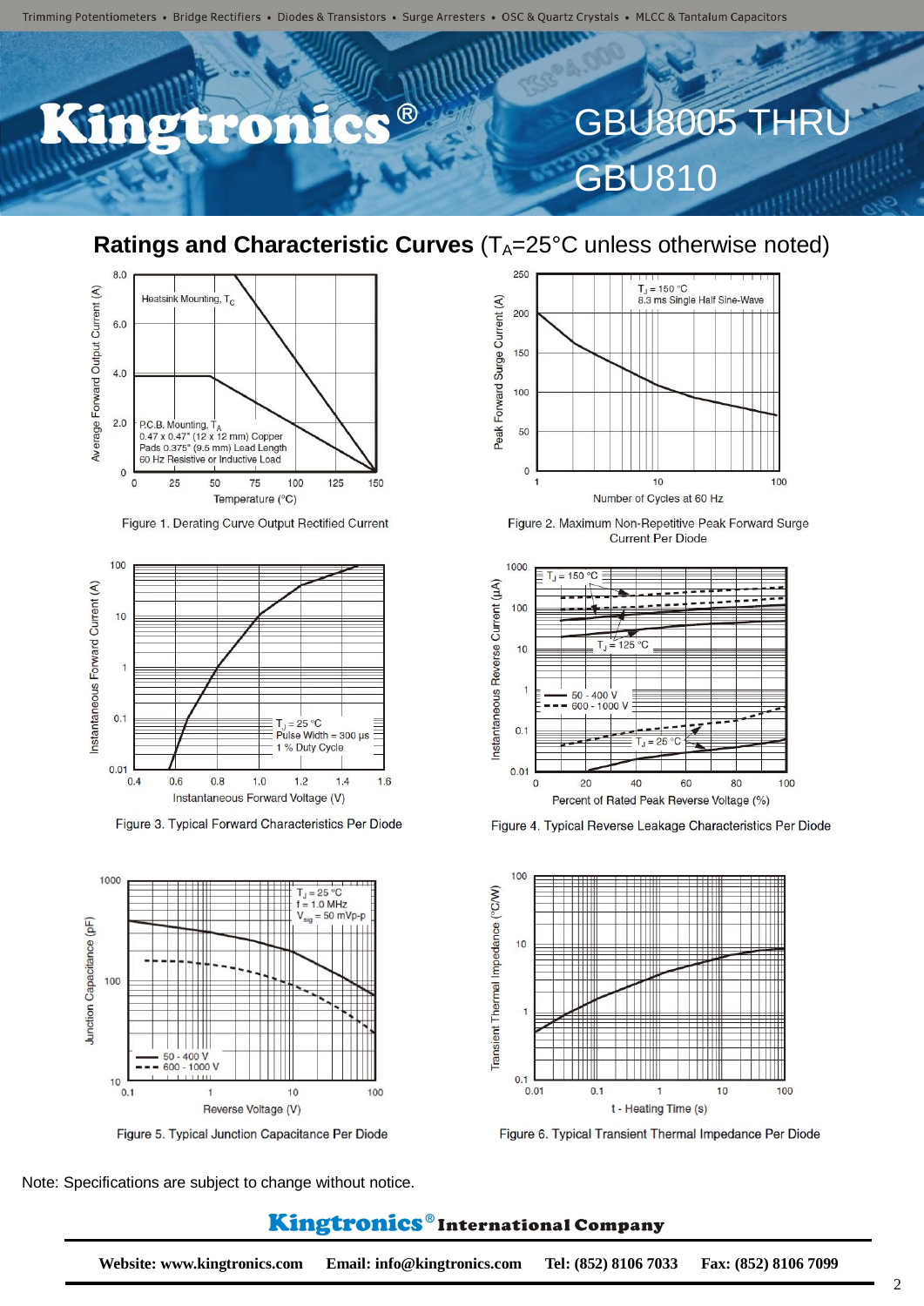# GBU8005 THRU GBU810

## Ratings and Characteristic Curves ($T_A$=25°C unless otherwise noted)

Average Forward Output Current (A)
8.0
6.0
4.0
2.0
0
Heatsink Mounting, $T_C$
P.C.B. Mounting, $T_A$
0.47 x 0.47" (12 x 12 mm) Copper
Pads 0.375" (9.5 mm) Lead Length
60 Hz Resistive or Inductive Load
0 25 50 75 100 125 150
Temperature (°C)

Figure 1. Derating Curve Output Rectified Current

Peak Forward Surge Current (A)
250
200
150
100
50
0
$T_J$ = 150 °C
8.3 ms Single Half Sine-Wave
1 10 100
Number of Cycles at 60 Hz

Figure 2. Maximum Non-Repetitive Peak Forward Surge Current Per Diode

Instantaneous Forward Current (A)
100
10
1
0.1
0.01
$T_J$ = 25 °C
Pulse Width = 300 μs
1 % Duty Cycle
0.4 0.6 0.8 1.0 1.2 1.4 1.6
Instantaneous Forward Voltage (V)

Figure 3. Typical Forward Characteristics Per Diode

Instantaneous Reverse Current (μA)
1000
100
10
1
0.1
0.01
$T_J$ = 150 °C
$T_J$ = 125 °C
$T_J$ = 25 °C
50 - 400 V
600 - 1000 V
0 20 40 60 80 100
Percent of Rated Peak Reverse Voltage (%)

Figure 4. Typical Reverse Leakage Characteristics Per Diode

Junction Capacitance (pF)
1000
100
10
$T_J$ = 25 °C
f = 1.0 MHz
$V_{sig}$ = 50 mVp-p
50 - 400 V
600 - 1000 V
0.1 1 10 100
Reverse Voltage (V)

Figure 5. Typical Junction Capacitance Per Diode

Transient Thermal Impedance (°C/W)
100
10
1
0.1
0.01 0.1 1 10 100
t - Heating Time (s)

Figure 6. Typical Transient Thermal Impedance Per Diode

Note: Specifications are subject to change without notice.